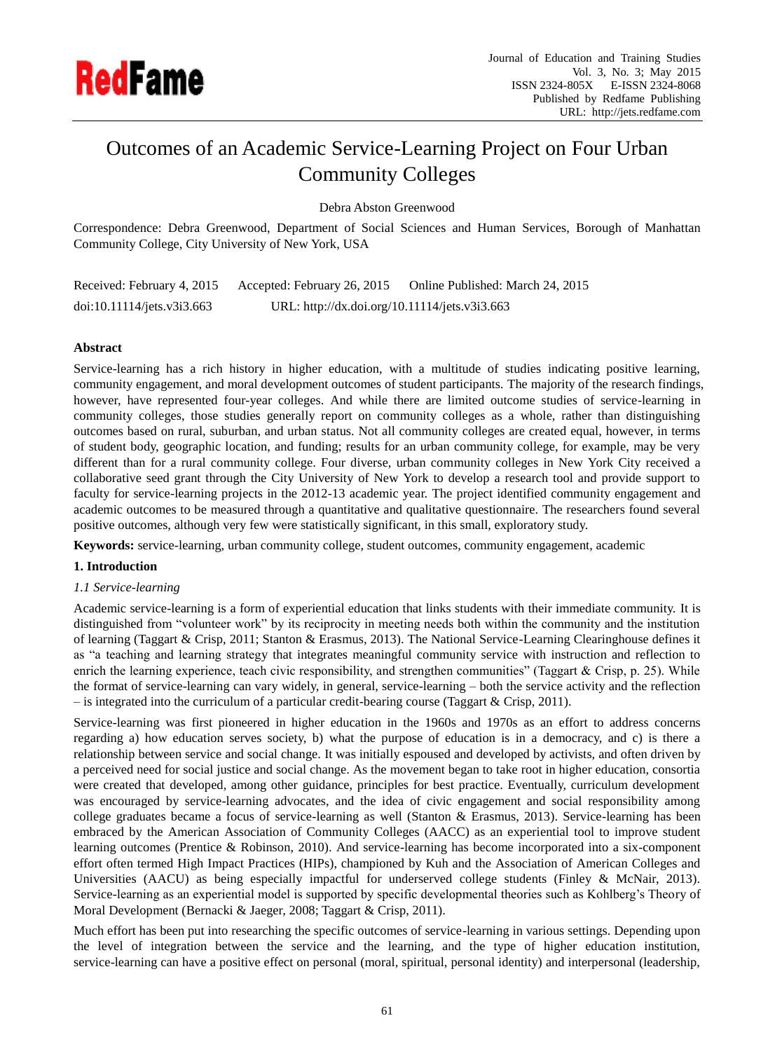# Outcomes of an Academic Service-Learning Project on Four Urban Community Colleges

Debra Abston Greenwood

Correspondence: Debra Greenwood, Department of Social Sciences and Human Services, Borough of Manhattan Community College, City University of New York, USA

Received: February 4, 2015 Accepted: February 26, 2015 Online Published: March 24, 2015

doi:10.11114/jets.v3i3.663 URL: http://dx.doi.org/10.11114/jets.v3i3.663

**Abstract**

Service-learning has a rich history in higher education, with a multitude of studies indicating positive learning, community engagement, and moral development outcomes of student participants. The majority of the research findings, however, have represented four-year colleges. And while there are limited outcome studies of service-learning in community colleges, those studies generally report on community colleges as a whole, rather than distinguishing outcomes based on rural, suburban, and urban status. Not all community colleges are created equal, however, in terms of student body, geographic location, and funding; results for an urban community college, for example, may be very different than for a rural community college. Four diverse, urban community colleges in New York City received a collaborative seed grant through the City University of New York to develop a research tool and provide support to faculty for service-learning projects in the 2012-13 academic year. The project identified community engagement and academic outcomes to be measured through a quantitative and qualitative questionnaire. The researchers found several positive outcomes, although very few were statistically significant, in this small, exploratory study.

**Keywords:** service-learning, urban community college, student outcomes, community engagement, academic

## 1. Introduction

### *1.1 Service-learning*

Academic service-learning is a form of experiential education that links students with their immediate community. It is distinguished from "volunteer work" by its reciprocity in meeting needs both within the community and the institution of learning (Taggart & Crisp, 2011; Stanton & Erasmus, 2013). The National Service-Learning Clearinghouse defines it as "a teaching and learning strategy that integrates meaningful community service with instruction and reflection to enrich the learning experience, teach civic responsibility, and strengthen communities" (Taggart & Crisp, p. 25). While the format of service-learning can vary widely, in general, service-learning – both the service activity and the reflection – is integrated into the curriculum of a particular credit-bearing course (Taggart & Crisp, 2011).

Service-learning was first pioneered in higher education in the 1960s and 1970s as an effort to address concerns regarding a) how education serves society, b) what the purpose of education is in a democracy, and c) is there a relationship between service and social change. It was initially espoused and developed by activists, and often driven by a perceived need for social justice and social change. As the movement began to take root in higher education, consortia were created that developed, among other guidance, principles for best practice. Eventually, curriculum development was encouraged by service-learning advocates, and the idea of civic engagement and social responsibility among college graduates became a focus of service-learning as well (Stanton & Erasmus, 2013). Service-learning has been embraced by the American Association of Community Colleges (AACC) as an experiential tool to improve student learning outcomes (Prentice & Robinson, 2010). And service-learning has become incorporated into a six-component effort often termed High Impact Practices (HIPs), championed by Kuh and the Association of American Colleges and Universities (AACU) as being especially impactful for underserved college students (Finley & McNair, 2013). Service-learning as an experiential model is supported by specific developmental theories such as Kohlberg's Theory of Moral Development (Bernacki & Jaeger, 2008; Taggart & Crisp, 2011).

Much effort has been put into researching the specific outcomes of service-learning in various settings. Depending upon the level of integration between the service and the learning, and the type of higher education institution, service-learning can have a positive effect on personal (moral, spiritual, personal identity) and interpersonal (leadership,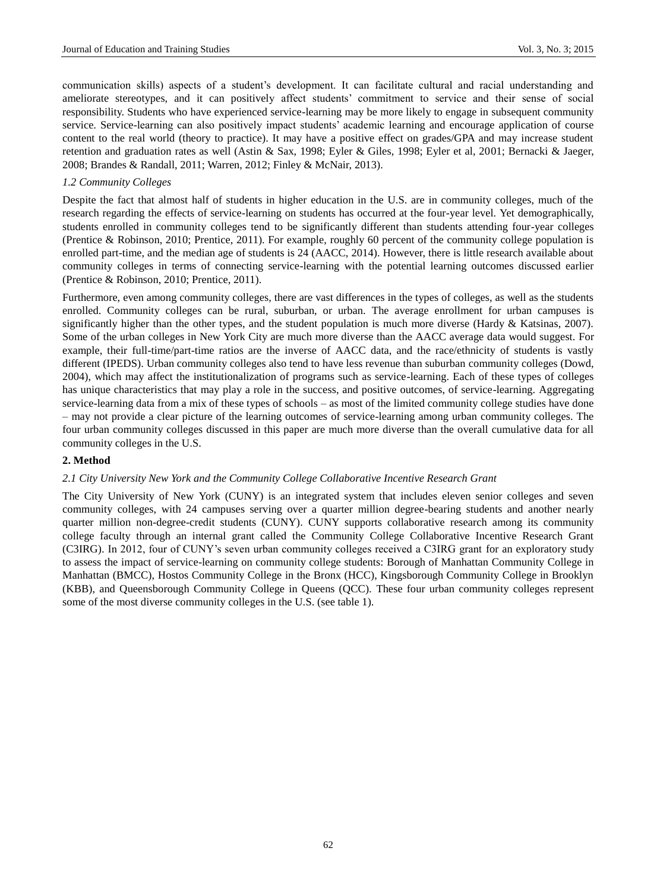communication skills) aspects of a student's development. It can facilitate cultural and racial understanding and ameliorate stereotypes, and it can positively affect students' commitment to service and their sense of social responsibility. Students who have experienced service-learning may be more likely to engage in subsequent community service. Service-learning can also positively impact students' academic learning and encourage application of course content to the real world (theory to practice). It may have a positive effect on grades/GPA and may increase student retention and graduation rates as well (Astin & Sax, 1998; Eyler & Giles, 1998; Eyler et al, 2001; Bernacki & Jaeger, 2008; Brandes & Randall, 2011; Warren, 2012; Finley & McNair, 2013).

### *1.2 Community Colleges*

Despite the fact that almost half of students in higher education in the U.S. are in community colleges, much of the research regarding the effects of service-learning on students has occurred at the four-year level. Yet demographically, students enrolled in community colleges tend to be significantly different than students attending four-year colleges (Prentice & Robinson, 2010; Prentice, 2011). For example, roughly 60 percent of the community college population is enrolled part-time, and the median age of students is 24 (AACC, 2014). However, there is little research available about community colleges in terms of connecting service-learning with the potential learning outcomes discussed earlier (Prentice & Robinson, 2010; Prentice, 2011).

Furthermore, even among community colleges, there are vast differences in the types of colleges, as well as the students enrolled. Community colleges can be rural, suburban, or urban. The average enrollment for urban campuses is significantly higher than the other types, and the student population is much more diverse (Hardy & Katsinas, 2007). Some of the urban colleges in New York City are much more diverse than the AACC average data would suggest. For example, their full-time/part-time ratios are the inverse of AACC data, and the race/ethnicity of students is vastly different (IPEDS). Urban community colleges also tend to have less revenue than suburban community colleges (Dowd, 2004), which may affect the institutionalization of programs such as service-learning. Each of these types of colleges has unique characteristics that may play a role in the success, and positive outcomes, of service-learning. Aggregating service-learning data from a mix of these types of schools – as most of the limited community college studies have done – may not provide a clear picture of the learning outcomes of service-learning among urban community colleges. The four urban community colleges discussed in this paper are much more diverse than the overall cumulative data for all community colleges in the U.S.

## 2. Method

### *2.1 City University New York and the Community College Collaborative Incentive Research Grant*

The City University of New York (CUNY) is an integrated system that includes eleven senior colleges and seven community colleges, with 24 campuses serving over a quarter million degree-bearing students and another nearly quarter million non-degree-credit students (CUNY). CUNY supports collaborative research among its community college faculty through an internal grant called the Community College Collaborative Incentive Research Grant (C3IRG). In 2012, four of CUNY's seven urban community colleges received a C3IRG grant for an exploratory study to assess the impact of service-learning on community college students: Borough of Manhattan Community College in Manhattan (BMCC), Hostos Community College in the Bronx (HCC), Kingsborough Community College in Brooklyn (KBB), and Queensborough Community College in Queens (QCC). These four urban community colleges represent some of the most diverse community colleges in the U.S. (see table 1).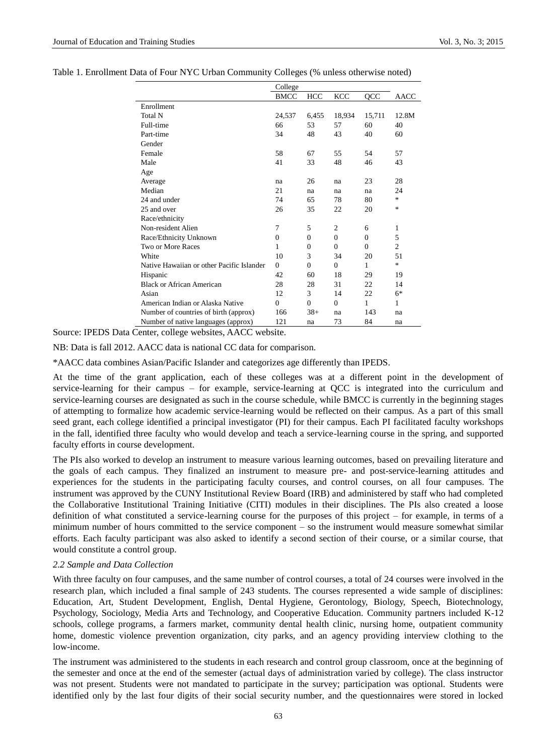Table 1. Enrollment Data of Four NYC Urban Community Colleges (% unless otherwise noted)

| | College | | | | |
|---|---|---|---|---|---|
| | BMCC | HCC | KCC | QCC | AACC |
| Enrollment | | | | | |
| Total N | 24,537 | 6,455 | 18,934 | 15,711 | 12.8M |
| Full-time | 66 | 53 | 57 | 60 | 40 |
| Part-time | 34 | 48 | 43 | 40 | 60 |
| Gender | | | | | |
| Female | 58 | 67 | 55 | 54 | 57 |
| Male | 41 | 33 | 48 | 46 | 43 |
| Age | | | | | |
| Average | na | 26 | na | 23 | 28 |
| Median | 21 | na | na | na | 24 |
| 24 and under | 74 | 65 | 78 | 80 | * |
| 25 and over | 26 | 35 | 22 | 20 | * |
| Race/ethnicity | | | | | |
| Non-resident Alien | 7 | 5 | 2 | 6 | 1 |
| Race/Ethnicity Unknown | 0 | 0 | 0 | 0 | 5 |
| Two or More Races | 1 | 0 | 0 | 0 | 2 |
| White | 10 | 3 | 34 | 20 | 51 |
| Native Hawaiian or other Pacific Islander | 0 | 0 | 0 | 1 | * |
| Hispanic | 42 | 60 | 18 | 29 | 19 |
| Black or African American | 28 | 28 | 31 | 22 | 14 |
| Asian | 12 | 3 | 14 | 22 | 6* |
| American Indian or Alaska Native | 0 | 0 | 0 | 1 | 1 |
| Number of countries of birth (approx) | 166 | 38+ | na | 143 | na |
| Number of native languages (approx) | 121 | na | 73 | 84 | na |

Source: IPEDS Data Center, college websites, AACC website.

NB: Data is fall 2012. AACC data is national CC data for comparison.

*AACC data combines Asian/Pacific Islander and categorizes age differently than IPEDS.

At the time of the grant application, each of these colleges was at a different point in the development of service-learning for their campus – for example, service-learning at QCC is integrated into the curriculum and service-learning courses are designated as such in the course schedule, while BMCC is currently in the beginning stages of attempting to formalize how academic service-learning would be reflected on their campus. As a part of this small seed grant, each college identified a principal investigator (PI) for their campus. Each PI facilitated faculty workshops in the fall, identified three faculty who would develop and teach a service-learning course in the spring, and supported faculty efforts in course development.

The PIs also worked to develop an instrument to measure various learning outcomes, based on prevailing literature and the goals of each campus. They finalized an instrument to measure pre- and post-service-learning attitudes and experiences for the students in the participating faculty courses, and control courses, on all four campuses. The instrument was approved by the CUNY Institutional Review Board (IRB) and administered by staff who had completed the Collaborative Institutional Training Initiative (CITI) modules in their disciplines. The PIs also created a loose definition of what constituted a service-learning course for the purposes of this project – for example, in terms of a minimum number of hours committed to the service component – so the instrument would measure somewhat similar efforts. Each faculty participant was also asked to identify a second section of their course, or a similar course, that would constitute a control group.

### *2.2 Sample and Data Collection*

With three faculty on four campuses, and the same number of control courses, a total of 24 courses were involved in the research plan, which included a final sample of 243 students. The courses represented a wide sample of disciplines: Education, Art, Student Development, English, Dental Hygiene, Gerontology, Biology, Speech, Biotechnology, Psychology, Sociology, Media Arts and Technology, and Cooperative Education. Community partners included K-12 schools, college programs, a farmers market, community dental health clinic, nursing home, outpatient community home, domestic violence prevention organization, city parks, and an agency providing interview clothing to the low-income.

The instrument was administered to the students in each research and control group classroom, once at the beginning of the semester and once at the end of the semester (actual days of administration varied by college). The class instructor was not present. Students were not mandated to participate in the survey; participation was optional. Students were identified only by the last four digits of their social security number, and the questionnaires were stored in locked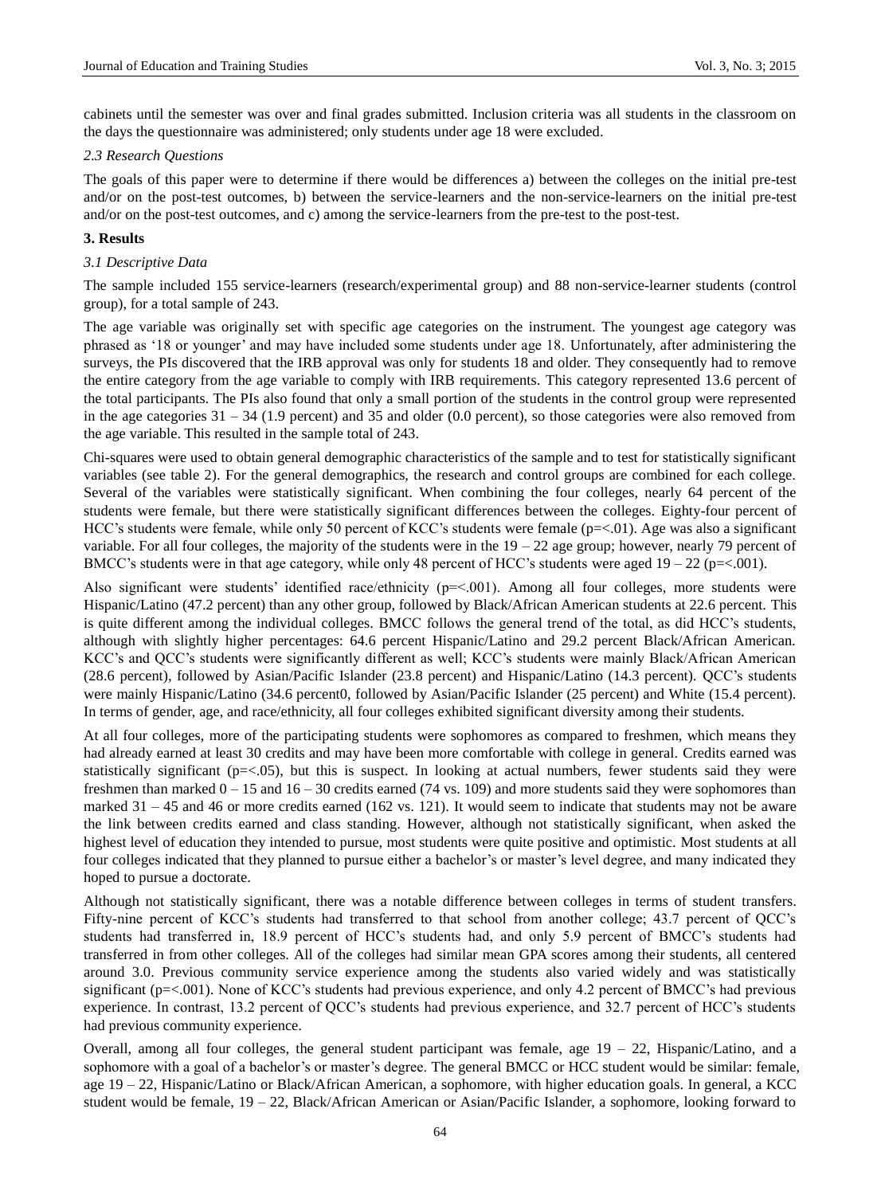cabinets until the semester was over and final grades submitted. Inclusion criteria was all students in the classroom on the days the questionnaire was administered; only students under age 18 were excluded.

### *2.3 Research Questions*

The goals of this paper were to determine if there would be differences a) between the colleges on the initial pre-test and/or on the post-test outcomes, b) between the service-learners and the non-service-learners on the initial pre-test and/or on the post-test outcomes, and c) among the service-learners from the pre-test to the post-test.

## **3. Results**

### *3.1 Descriptive Data*

The sample included 155 service-learners (research/experimental group) and 88 non-service-learner students (control group), for a total sample of 243.

The age variable was originally set with specific age categories on the instrument. The youngest age category was phrased as '18 or younger' and may have included some students under age 18. Unfortunately, after administering the surveys, the PIs discovered that the IRB approval was only for students 18 and older. They consequently had to remove the entire category from the age variable to comply with IRB requirements. This category represented 13.6 percent of the total participants. The PIs also found that only a small portion of the students in the control group were represented in the age categories 31 – 34 (1.9 percent) and 35 and older (0.0 percent), so those categories were also removed from the age variable. This resulted in the sample total of 243.

Chi-squares were used to obtain general demographic characteristics of the sample and to test for statistically significant variables (see table 2). For the general demographics, the research and control groups are combined for each college. Several of the variables were statistically significant. When combining the four colleges, nearly 64 percent of the students were female, but there were statistically significant differences between the colleges. Eighty-four percent of HCC's students were female, while only 50 percent of KCC's students were female ($p=<.01$). Age was also a significant variable. For all four colleges, the majority of the students were in the 19 – 22 age group; however, nearly 79 percent of BMCC's students were in that age category, while only 48 percent of HCC's students were aged 19 – 22 ($p=<.001$).

Also significant were students' identified race/ethnicity ($p=<.001$). Among all four colleges, more students were Hispanic/Latino (47.2 percent) than any other group, followed by Black/African American students at 22.6 percent. This is quite different among the individual colleges. BMCC follows the general trend of the total, as did HCC's students, although with slightly higher percentages: 64.6 percent Hispanic/Latino and 29.2 percent Black/African American. KCC's and QCC's students were significantly different as well; KCC's students were mainly Black/African American (28.6 percent), followed by Asian/Pacific Islander (23.8 percent) and Hispanic/Latino (14.3 percent). QCC's students were mainly Hispanic/Latino (34.6 percent0, followed by Asian/Pacific Islander (25 percent) and White (15.4 percent). In terms of gender, age, and race/ethnicity, all four colleges exhibited significant diversity among their students.

At all four colleges, more of the participating students were sophomores as compared to freshmen, which means they had already earned at least 30 credits and may have been more comfortable with college in general. Credits earned was statistically significant ($p=<.05$), but this is suspect. In looking at actual numbers, fewer students said they were freshmen than marked 0 – 15 and 16 – 30 credits earned (74 vs. 109) and more students said they were sophomores than marked 31 – 45 and 46 or more credits earned (162 vs. 121). It would seem to indicate that students may not be aware the link between credits earned and class standing. However, although not statistically significant, when asked the highest level of education they intended to pursue, most students were quite positive and optimistic. Most students at all four colleges indicated that they planned to pursue either a bachelor's or master's level degree, and many indicated they hoped to pursue a doctorate.

Although not statistically significant, there was a notable difference between colleges in terms of student transfers. Fifty-nine percent of KCC's students had transferred to that school from another college; 43.7 percent of QCC's students had transferred in, 18.9 percent of HCC's students had, and only 5.9 percent of BMCC's students had transferred in from other colleges. All of the colleges had similar mean GPA scores among their students, all centered around 3.0. Previous community service experience among the students also varied widely and was statistically significant ($p=<.001$). None of KCC's students had previous experience, and only 4.2 percent of BMCC's had previous experience. In contrast, 13.2 percent of QCC's students had previous experience, and 32.7 percent of HCC's students had previous community experience.

Overall, among all four colleges, the general student participant was female, age 19 – 22, Hispanic/Latino, and a sophomore with a goal of a bachelor's or master's degree. The general BMCC or HCC student would be similar: female, age 19 – 22, Hispanic/Latino or Black/African American, a sophomore, with higher education goals. In general, a KCC student would be female, 19 – 22, Black/African American or Asian/Pacific Islander, a sophomore, looking forward to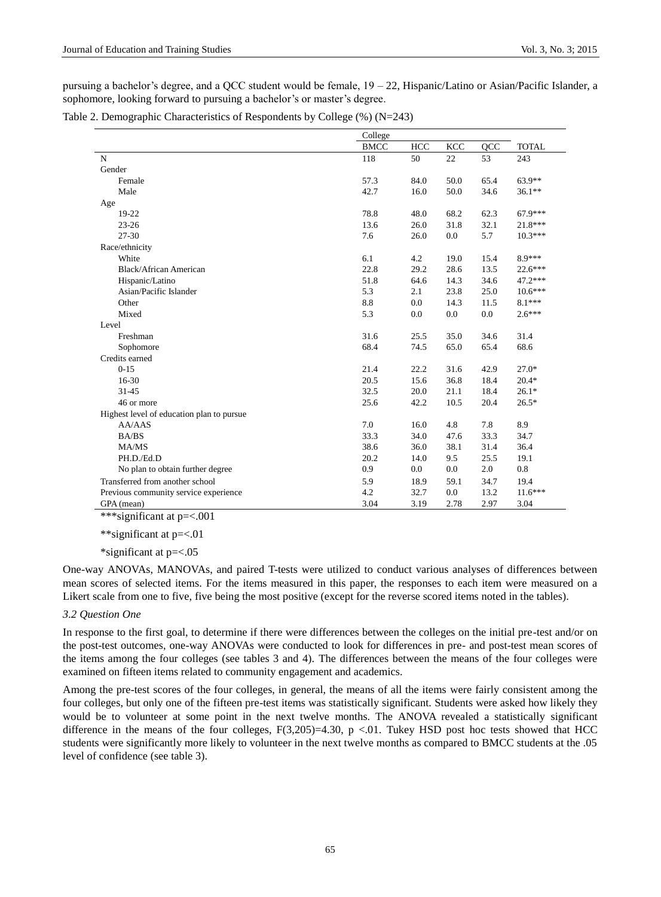pursuing a bachelor's degree, and a QCC student would be female, 19 – 22, Hispanic/Latino or Asian/Pacific Islander, a sophomore, looking forward to pursuing a bachelor's or master's degree.

Table 2. Demographic Characteristics of Respondents by College (%) (N=243)

| | College | | | | |
|---|---|---|---|---|---|
| | BMCC | HCC | KCC | QCC | TOTAL |
| N | 118 | 50 | 22 | 53 | 243 |
| Gender | | | | | |
| Female | 57.3 | 84.0 | 50.0 | 65.4 | 63.9** |
| Male | 42.7 | 16.0 | 50.0 | 34.6 | 36.1** |
| Age | | | | | |
| 19-22 | 78.8 | 48.0 | 68.2 | 62.3 | 67.9*** |
| 23-26 | 13.6 | 26.0 | 31.8 | 32.1 | 21.8*** |
| 27-30 | 7.6 | 26.0 | 0.0 | 5.7 | 10.3*** |
| Race/ethnicity | | | | | |
| White | 6.1 | 4.2 | 19.0 | 15.4 | 8.9*** |
| Black/African American | 22.8 | 29.2 | 28.6 | 13.5 | 22.6*** |
| Hispanic/Latino | 51.8 | 64.6 | 14.3 | 34.6 | 47.2*** |
| Asian/Pacific Islander | 5.3 | 2.1 | 23.8 | 25.0 | 10.6*** |
| Other | 8.8 | 0.0 | 14.3 | 11.5 | 8.1*** |
| Mixed | 5.3 | 0.0 | 0.0 | 0.0 | 2.6*** |
| Level | | | | | |
| Freshman | 31.6 | 25.5 | 35.0 | 34.6 | 31.4 |
| Sophomore | 68.4 | 74.5 | 65.0 | 65.4 | 68.6 |
| Credits earned | | | | | |
| 0-15 | 21.4 | 22.2 | 31.6 | 42.9 | 27.0* |
| 16-30 | 20.5 | 15.6 | 36.8 | 18.4 | 20.4* |
| 31-45 | 32.5 | 20.0 | 21.1 | 18.4 | 26.1* |
| 46 or more | 25.6 | 42.2 | 10.5 | 20.4 | 26.5* |
| Highest level of education plan to pursue | | | | | |
| AA/AAS | 7.0 | 16.0 | 4.8 | 7.8 | 8.9 |
| BA/BS | 33.3 | 34.0 | 47.6 | 33.3 | 34.7 |
| MA/MS | 38.6 | 36.0 | 38.1 | 31.4 | 36.4 |
| PH.D./Ed.D | 20.2 | 14.0 | 9.5 | 25.5 | 19.1 |
| No plan to obtain further degree | 0.9 | 0.0 | 0.0 | 2.0 | 0.8 |
| Transferred from another school | 5.9 | 18.9 | 59.1 | 34.7 | 19.4 |
| Previous community service experience | 4.2 | 32.7 | 0.0 | 13.2 | 11.6*** |
| GPA (mean) | 3.04 | 3.19 | 2.78 | 2.97 | 3.04 |

***significant at p=<.001

**significant at p=<.01

*significant at p=<.05

One-way ANOVAs, MANOVAs, and paired T-tests were utilized to conduct various analyses of differences between mean scores of selected items. For the items measured in this paper, the responses to each item were measured on a Likert scale from one to five, five being the most positive (except for the reverse scored items noted in the tables).

*3.2 Question One*

In response to the first goal, to determine if there were differences between the colleges on the initial pre-test and/or on the post-test outcomes, one-way ANOVAs were conducted to look for differences in pre- and post-test mean scores of the items among the four colleges (see tables 3 and 4). The differences between the means of the four colleges were examined on fifteen items related to community engagement and academics.

Among the pre-test scores of the four colleges, in general, the means of all the items were fairly consistent among the four colleges, but only one of the fifteen pre-test items was statistically significant. Students were asked how likely they would be to volunteer at some point in the next twelve months. The ANOVA revealed a statistically significant difference in the means of the four colleges, $F(3,205)=4.30$, $p<.01$. Tukey HSD post hoc tests showed that HCC students were significantly more likely to volunteer in the next twelve months as compared to BMCC students at the .05 level of confidence (see table 3).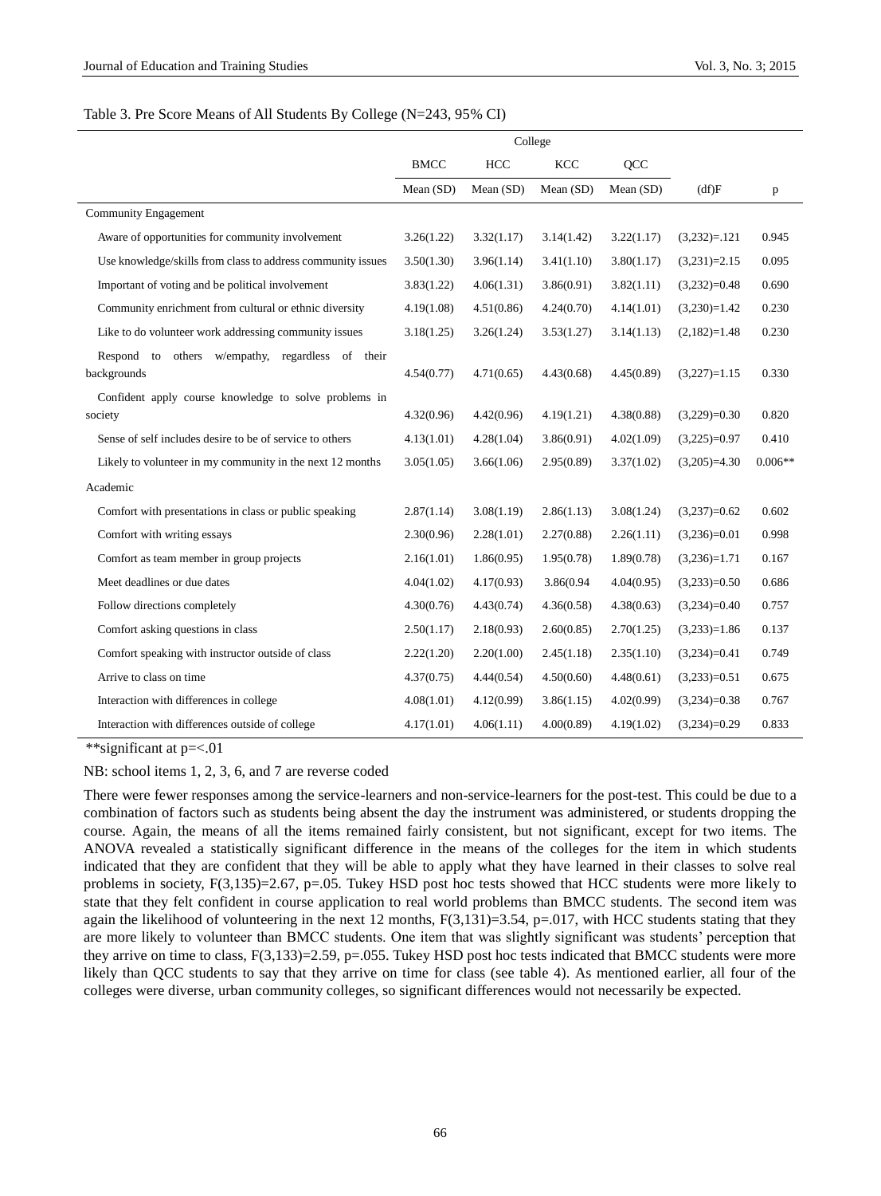Table 3. Pre Score Means of All Students By College (N=243, 95% CI)

| | College | | | | | |
|---|---|---|---|---|---|---|
| | BMCC | HCC | KCC | QCC | | |
| | Mean (SD) | Mean (SD) | Mean (SD) | Mean (SD) | (df)F | p |
| Community Engagement | | | | | | |
| Aware of opportunities for community involvement | 3.26(1.22) | 3.32(1.17) | 3.14(1.42) | 3.22(1.17) | (3,232)=.121 | 0.945 |
| Use knowledge/skills from class to address community issues | 3.50(1.30) | 3.96(1.14) | 3.41(1.10) | 3.80(1.17) | (3,231)=2.15 | 0.095 |
| Important of voting and be political involvement | 3.83(1.22) | 4.06(1.31) | 3.86(0.91) | 3.82(1.11) | (3,232)=0.48 | 0.690 |
| Community enrichment from cultural or ethnic diversity | 4.19(1.08) | 4.51(0.86) | 4.24(0.70) | 4.14(1.01) | (3,230)=1.42 | 0.230 |
| Like to do volunteer work addressing community issues | 3.18(1.25) | 3.26(1.24) | 3.53(1.27) | 3.14(1.13) | (2,182)=1.48 | 0.230 |
| Respond to others w/empathy, regardless of their backgrounds | 4.54(0.77) | 4.71(0.65) | 4.43(0.68) | 4.45(0.89) | (3,227)=1.15 | 0.330 |
| Confident apply course knowledge to solve problems in society | 4.32(0.96) | 4.42(0.96) | 4.19(1.21) | 4.38(0.88) | (3,229)=0.30 | 0.820 |
| Sense of self includes desire to be of service to others | 4.13(1.01) | 4.28(1.04) | 3.86(0.91) | 4.02(1.09) | (3,225)=0.97 | 0.410 |
| Likely to volunteer in my community in the next 12 months | 3.05(1.05) | 3.66(1.06) | 2.95(0.89) | 3.37(1.02) | (3,205)=4.30 | 0.006** |
| Academic | | | | | | |
| Comfort with presentations in class or public speaking | 2.87(1.14) | 3.08(1.19) | 2.86(1.13) | 3.08(1.24) | (3,237)=0.62 | 0.602 |
| Comfort with writing essays | 2.30(0.96) | 2.28(1.01) | 2.27(0.88) | 2.26(1.11) | (3,236)=0.01 | 0.998 |
| Comfort as team member in group projects | 2.16(1.01) | 1.86(0.95) | 1.95(0.78) | 1.89(0.78) | (3,236)=1.71 | 0.167 |
| Meet deadlines or due dates | 4.04(1.02) | 4.17(0.93) | 3.86(0.94 | 4.04(0.95) | (3,233)=0.50 | 0.686 |
| Follow directions completely | 4.30(0.76) | 4.43(0.74) | 4.36(0.58) | 4.38(0.63) | (3,234)=0.40 | 0.757 |
| Comfort asking questions in class | 2.50(1.17) | 2.18(0.93) | 2.60(0.85) | 2.70(1.25) | (3,233)=1.86 | 0.137 |
| Comfort speaking with instructor outside of class | 2.22(1.20) | 2.20(1.00) | 2.45(1.18) | 2.35(1.10) | (3,234)=0.41 | 0.749 |
| Arrive to class on time | 4.37(0.75) | 4.44(0.54) | 4.50(0.60) | 4.48(0.61) | (3,233)=0.51 | 0.675 |
| Interaction with differences in college | 4.08(1.01) | 4.12(0.99) | 3.86(1.15) | 4.02(0.99) | (3,234)=0.38 | 0.767 |
| Interaction with differences outside of college | 4.17(1.01) | 4.06(1.11) | 4.00(0.89) | 4.19(1.02) | (3,234)=0.29 | 0.833 |

**significant at p=<.01

NB: school items 1, 2, 3, 6, and 7 are reverse coded

There were fewer responses among the service-learners and non-service-learners for the post-test. This could be due to a combination of factors such as students being absent the day the instrument was administered, or students dropping the course. Again, the means of all the items remained fairly consistent, but not significant, except for two items. The ANOVA revealed a statistically significant difference in the means of the colleges for the item in which students indicated that they are confident that they will be able to apply what they have learned in their classes to solve real problems in society, $F(3,135)=2.67$, $p=.05$. Tukey HSD post hoc tests showed that HCC students were more likely to state that they felt confident in course application to real world problems than BMCC students. The second item was again the likelihood of volunteering in the next 12 months, $F(3,131)=3.54$, $p=.017$, with HCC students stating that they are more likely to volunteer than BMCC students. One item that was slightly significant was students' perception that they arrive on time to class, $F(3,133)=2.59$, $p=.055$. Tukey HSD post hoc tests indicated that BMCC students were more likely than QCC students to say that they arrive on time for class (see table 4). As mentioned earlier, all four of the colleges were diverse, urban community colleges, so significant differences would not necessarily be expected.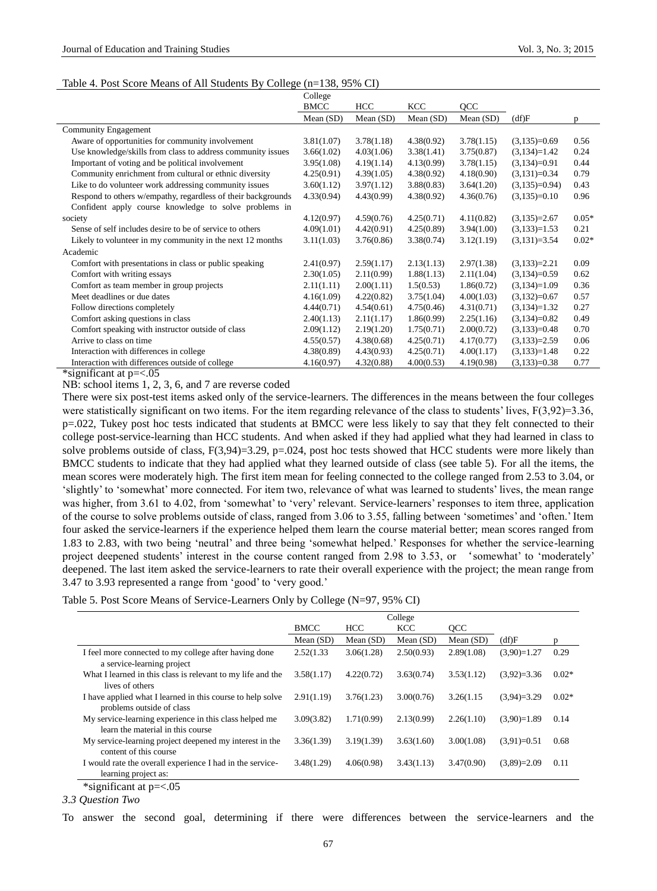Table 4. Post Score Means of All Students By College (n=138, 95% CI)

| | College | | | | | |
|---|---|---|---|---|---|---|
| | BMCC | HCC | KCC | QCC | | |
| | Mean (SD) | Mean (SD) | Mean (SD) | Mean (SD) | (df)F | p |
| Community Engagement | | | | | | |
| Aware of opportunities for community involvement | 3.81(1.07) | 3.78(1.18) | 4.38(0.92) | 3.78(1.15) | (3,135)=0.69 | 0.56 |
| Use knowledge/skills from class to address community issues | 3.66(1.02) | 4.03(1.06) | 3.38(1.41) | 3.75(0.87) | (3,134)=1.42 | 0.24 |
| Important of voting and be political involvement | 3.95(1.08) | 4.19(1.14) | 4.13(0.99) | 3.78(1.15) | (3,134)=0.91 | 0.44 |
| Community enrichment from cultural or ethnic diversity | 4.25(0.91) | 4.39(1.05) | 4.38(0.92) | 4.18(0.90) | (3,131)=0.34 | 0.79 |
| Like to do volunteer work addressing community issues | 3.60(1.12) | 3.97(1.12) | 3.88(0.83) | 3.64(1.20) | (3,135)=0.94) | 0.43 |
| Respond to others w/empathy, regardless of their backgrounds | 4.33(0.94) | 4.43(0.99) | 4.38(0.92) | 4.36(0.76) | (3,135)=0.10 | 0.96 |
| Confident apply course knowledge to solve problems in society | 4.12(0.97) | 4.59(0.76) | 4.25(0.71) | 4.11(0.82) | (3,135)=2.67 | 0.05* |
| Sense of self includes desire to be of service to others | 4.09(1.01) | 4.42(0.91) | 4.25(0.89) | 3.94(1.00) | (3,133)=1.53 | 0.21 |
| Likely to volunteer in my community in the next 12 months | 3.11(1.03) | 3.76(0.86) | 3.38(0.74) | 3.12(1.19) | (3,131)=3.54 | 0.02* |
| Academic | | | | | | |
| Comfort with presentations in class or public speaking | 2.41(0.97) | 2.59(1.17) | 2.13(1.13) | 2.97(1.38) | (3,133)=2.21 | 0.09 |
| Comfort with writing essays | 2.30(1.05) | 2.11(0.99) | 1.88(1.13) | 2.11(1.04) | (3,134)=0.59 | 0.62 |
| Comfort as team member in group projects | 2.11(1.11) | 2.00(1.11) | 1.5(0.53) | 1.86(0.72) | (3,134)=1.09 | 0.36 |
| Meet deadlines or due dates | 4.16(1.09) | 4.22(0.82) | 3.75(1.04) | 4.00(1.03) | (3,132)=0.67 | 0.57 |
| Follow directions completely | 4.44(0.71) | 4.54(0.61) | 4.75(0.46) | 4.31(0.71) | (3,134)=1.32 | 0.27 |
| Comfort asking questions in class | 2.40(1.13) | 2.11(1.17) | 1.86(0.99) | 2.25(1.16) | (3,134)=0.82 | 0.49 |
| Comfort speaking with instructor outside of class | 2.09(1.12) | 2.19(1.20) | 1.75(0.71) | 2.00(0.72) | (3,133)=0.48 | 0.70 |
| Arrive to class on time | 4.55(0.57) | 4.38(0.68) | 4.25(0.71) | 4.17(0.77) | (3,133)=2.59 | 0.06 |
| Interaction with differences in college | 4.38(0.89) | 4.43(0.93) | 4.25(0.71) | 4.00(1.17) | (3,133)=1.48 | 0.22 |
| Interaction with differences outside of college | 4.16(0.97) | 4.32(0.88) | 4.00(0.53) | 4.19(0.98) | (3,133)=0.38 | 0.77 |

*significant at p=<.05

NB: school items 1, 2, 3, 6, and 7 are reverse coded

There were six post-test items asked only of the service-learners. The differences in the means between the four colleges were statistically significant on two items. For the item regarding relevance of the class to students' lives, $F(3,92)=3.36$, $p=.022$, Tukey post hoc tests indicated that students at BMCC were less likely to say that they felt connected to their college post-service-learning than HCC students. And when asked if they had applied what they had learned in class to solve problems outside of class, $F(3,94)=3.29$, $p=.024$, post hoc tests showed that HCC students were more likely than BMCC students to indicate that they had applied what they learned outside of class (see table 5). For all the items, the mean scores were moderately high. The first item mean for feeling connected to the college ranged from 2.53 to 3.04, or 'slightly' to 'somewhat' more connected. For item two, relevance of what was learned to students' lives, the mean range was higher, from 3.61 to 4.02, from 'somewhat' to 'very' relevant. Service-learners' responses to item three, application of the course to solve problems outside of class, ranged from 3.06 to 3.55, falling between 'sometimes' and 'often.' Item four asked the service-learners if the experience helped them learn the course material better; mean scores ranged from 1.83 to 2.83, with two being 'neutral' and three being 'somewhat helped.' Responses for whether the service-learning project deepened students' interest in the course content ranged from 2.98 to 3.53, or 'somewhat' to 'moderately' deepened. The last item asked the service-learners to rate their overall experience with the project; the mean range from 3.47 to 3.93 represented a range from 'good' to 'very good.'

Table 5. Post Score Means of Service-Learners Only by College (N=97, 95% CI)

| | College | | | | | |
|---|---|---|---|---|---|---|
| | BMCC | HCC | KCC | QCC | | |
| | Mean (SD) | Mean (SD) | Mean (SD) | Mean (SD) | (df)F | p |
| I feel more connected to my college after having done a service-learning project | 2.52(1.33 | 3.06(1.28) | 2.50(0.93) | 2.89(1.08) | (3,90)=1.27 | 0.29 |
| What I learned in this class is relevant to my life and the lives of others | 3.58(1.17) | 4.22(0.72) | 3.63(0.74) | 3.53(1.12) | (3,92)=3.36 | 0.02* |
| I have applied what I learned in this course to help solve problems outside of class | 2.91(1.19) | 3.76(1.23) | 3.00(0.76) | 3.26(1.15 | (3,94)=3.29 | 0.02* |
| My service-learning experience in this class helped me learn the material in this course | 3.09(3.82) | 1.71(0.99) | 2.13(0.99) | 2.26(1.10) | (3,90)=1.89 | 0.14 |
| My service-learning project deepened my interest in the content of this course | 3.36(1.39) | 3.19(1.39) | 3.63(1.60) | 3.00(1.08) | (3,91)=0.51 | 0.68 |
| I would rate the overall experience I had in the service-learning project as: | 3.48(1.29) | 4.06(0.98) | 3.43(1.13) | 3.47(0.90) | (3,89)=2.09 | 0.11 |

*significant at p=<.05

### 3.3 Question Two

To answer the second goal, determining if there were differences between the service-learners and the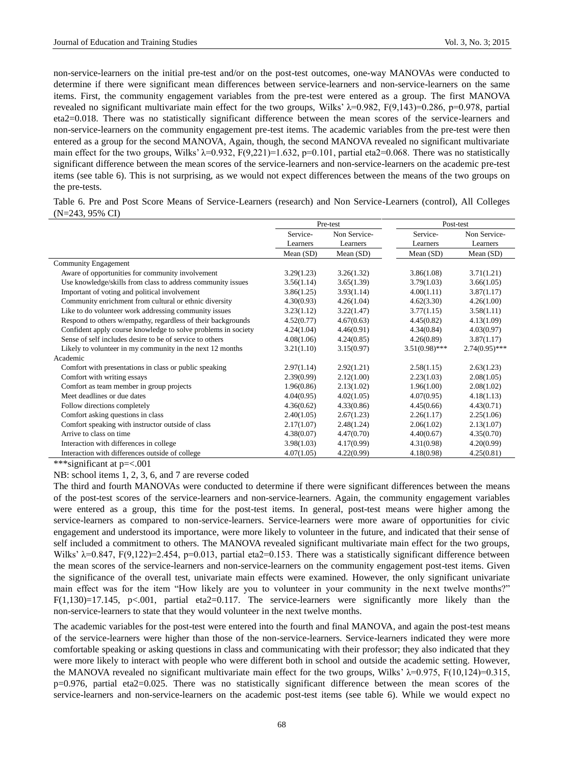non-service-learners on the initial pre-test and/or on the post-test outcomes, one-way MANOVAs were conducted to determine if there were significant mean differences between service-learners and non-service-learners on the same items. First, the community engagement variables from the pre-test were entered as a group. The first MANOVA revealed no significant multivariate main effect for the two groups, Wilks' $\lambda=0.982$, $F(9,143)=0.286$, $p=0.978$, partial eta2=0.018. There was no statistically significant difference between the mean scores of the service-learners and non-service-learners on the community engagement pre-test items. The academic variables from the pre-test were then entered as a group for the second MANOVA, Again, though, the second MANOVA revealed no significant multivariate main effect for the two groups, Wilks' $\lambda=0.932$, $F(9,221)=1.632$, $p=0.101$, partial eta2=0.068. There was no statistically significant difference between the mean scores of the service-learners and non-service-learners on the academic pre-test items (see table 6). This is not surprising, as we would not expect differences between the means of the two groups on the pre-tests.

Table 6. Pre and Post Score Means of Service-Learners (research) and Non Service-Learners (control), All Colleges (N=243, 95% CI)

| | Pre-test | | Post-test | |
|---|---|---|---|---|
| | Service-Learners | Non Service-Learners | Service-Learners | Non Service-Learners |
| | Mean (SD) | Mean (SD) | Mean (SD) | Mean (SD) |
| Community Engagement | | | | |
| Aware of opportunities for community involvement | 3.29(1.23) | 3.26(1.32) | 3.86(1.08) | 3.71(1.21) |
| Use knowledge/skills from class to address community issues | 3.56(1.14) | 3.65(1.39) | 3.79(1.03) | 3.66(1.05) |
| Important of voting and political involvement | 3.86(1.25) | 3.93(1.14) | 4.00(1.11) | 3.87(1.17) |
| Community enrichment from cultural or ethnic diversity | 4.30(0.93) | 4.26(1.04) | 4.62(3.30) | 4.26(1.00) |
| Like to do volunteer work addressing community issues | 3.23(1.12) | 3.22(1.47) | 3.77(1.15) | 3.58(1.11) |
| Respond to others w/empathy, regardless of their backgrounds | 4.52(0.77) | 4.67(0.63) | 4.45(0.82) | 4.13(1.09) |
| Confident apply course knowledge to solve problems in society | 4.24(1.04) | 4.46(0.91) | 4.34(0.84) | 4.03(0.97) |
| Sense of self includes desire to be of service to others | 4.08(1.06) | 4.24(0.85) | 4.26(0.89) | 3.87(1.17) |
| Likely to volunteer in my community in the next 12 months | 3.21(1.10) | 3.15(0.97) | 3.51(0.98)*** | 2.74(0.95)*** |
| Academic | | | | |
| Comfort with presentations in class or public speaking | 2.97(1.14) | 2.92(1.21) | 2.58(1.15) | 2.63(1.23) |
| Comfort with writing essays | 2.39(0.99) | 2.12(1.00) | 2.23(1.03) | 2.08(1.05) |
| Comfort as team member in group projects | 1.96(0.86) | 2.13(1.02) | 1.96(1.00) | 2.08(1.02) |
| Meet deadlines or due dates | 4.04(0.95) | 4.02(1.05) | 4.07(0.95) | 4.18(1.13) |
| Follow directions completely | 4.36(0.62) | 4.33(0.86) | 4.45(0.66) | 4.43(0.71) |
| Comfort asking questions in class | 2.40(1.05) | 2.67(1.23) | 2.26(1.17) | 2.25(1.06) |
| Comfort speaking with instructor outside of class | 2.17(1.07) | 2.48(1.24) | 2.06(1.02) | 2.13(1.07) |
| Arrive to class on time | 4.38(0.07) | 4.47(0.70) | 4.40(0.67) | 4.35(0.70) |
| Interaction with differences in college | 3.98(1.03) | 4.17(0.99) | 4.31(0.98) | 4.20(0.99) |
| Interaction with differences outside of college | 4.07(1.05) | 4.22(0.99) | 4.18(0.98) | 4.25(0.81) |

***significant at p=<.001

NB: school items 1, 2, 3, 6, and 7 are reverse coded

The third and fourth MANOVAs were conducted to determine if there were significant differences between the means of the post-test scores of the service-learners and non-service-learners. Again, the community engagement variables were entered as a group, this time for the post-test items. In general, post-test means were higher among the service-learners as compared to non-service-learners. Service-learners were more aware of opportunities for civic engagement and understood its importance, were more likely to volunteer in the future, and indicated that their sense of self included a commitment to others. The MANOVA revealed significant multivariate main effect for the two groups, Wilks' $\lambda=0.847$, $F(9,122)=2.454$, $p=0.013$, partial eta2=0.153. There was a statistically significant difference between the mean scores of the service-learners and non-service-learners on the community engagement post-test items. Given the significance of the overall test, univariate main effects were examined. However, the only significant univariate main effect was for the item "How likely are you to volunteer in your community in the next twelve months?" $F(1,130)=17.145$, $p<.001$, partial eta2=0.117. The service-learners were significantly more likely than the non-service-learners to state that they would volunteer in the next twelve months.

The academic variables for the post-test were entered into the fourth and final MANOVA, and again the post-test means of the service-learners were higher than those of the non-service-learners. Service-learners indicated they were more comfortable speaking or asking questions in class and communicating with their professor; they also indicated that they were more likely to interact with people who were different both in school and outside the academic setting. However, the MANOVA revealed no significant multivariate main effect for the two groups, Wilks' $\lambda=0.975$, $F(10,124)=0.315$, $p=0.976$, partial eta2=0.025. There was no statistically significant difference between the mean scores of the service-learners and non-service-learners on the academic post-test items (see table 6). While we would expect no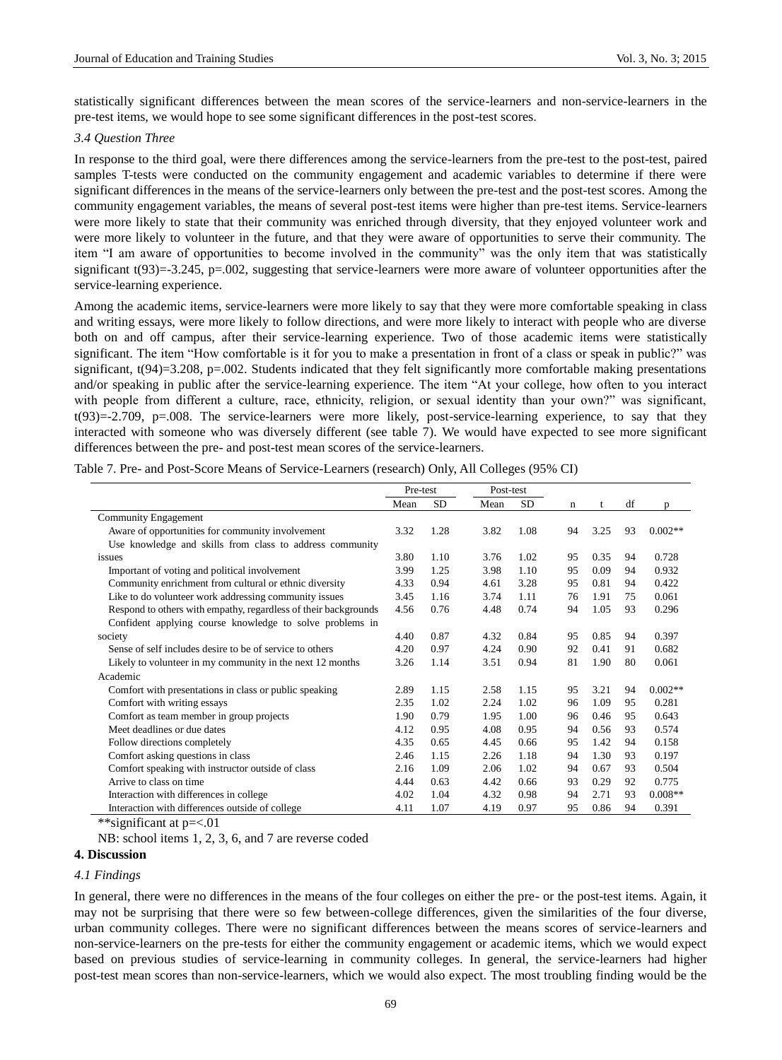statistically significant differences between the mean scores of the service-learners and non-service-learners in the pre-test items, we would hope to see some significant differences in the post-test scores.

### *3.4 Question Three*

In response to the third goal, were there differences among the service-learners from the pre-test to the post-test, paired samples T-tests were conducted on the community engagement and academic variables to determine if there were significant differences in the means of the service-learners only between the pre-test and the post-test scores. Among the community engagement variables, the means of several post-test items were higher than pre-test items. Service-learners were more likely to state that their community was enriched through diversity, that they enjoyed volunteer work and were more likely to volunteer in the future, and that they were aware of opportunities to serve their community. The item "I am aware of opportunities to become involved in the community" was the only item that was statistically significant $t(93)=-3.245$, $p=.002$, suggesting that service-learners were more aware of volunteer opportunities after the service-learning experience.

Among the academic items, service-learners were more likely to say that they were more comfortable speaking in class and writing essays, were more likely to follow directions, and were more likely to interact with people who are diverse both on and off campus, after their service-learning experience. Two of those academic items were statistically significant. The item "How comfortable is it for you to make a presentation in front of a class or speak in public?" was significant, $t(94)=3.208$, $p=.002$. Students indicated that they felt significantly more comfortable making presentations and/or speaking in public after the service-learning experience. The item "At your college, how often to you interact with people from different a culture, race, ethnicity, religion, or sexual identity than your own?" was significant, $t(93)=-2.709$, $p=.008$. The service-learners were more likely, post-service-learning experience, to say that they interacted with someone who was diversely different (see table 7). We would have expected to see more significant differences between the pre- and post-test mean scores of the service-learners.

Table 7. Pre- and Post-Score Means of Service-Learners (research) Only, All Colleges (95% CI)

| | Pre-test | | Post-test | | | | | |
|---|---|---|---|---|---|---|---|---|
| | Mean | SD | Mean | SD | n | t | df | p |
| Community Engagement | | | | | | | | |
| Aware of opportunities for community involvement | 3.32 | 1.28 | 3.82 | 1.08 | 94 | 3.25 | 93 | 0.002** |
| Use knowledge and skills from class to address community issues | 3.80 | 1.10 | 3.76 | 1.02 | 95 | 0.35 | 94 | 0.728 |
| Important of voting and political involvement | 3.99 | 1.25 | 3.98 | 1.10 | 95 | 0.09 | 94 | 0.932 |
| Community enrichment from cultural or ethnic diversity | 4.33 | 0.94 | 4.61 | 3.28 | 95 | 0.81 | 94 | 0.422 |
| Like to do volunteer work addressing community issues | 3.45 | 1.16 | 3.74 | 1.11 | 76 | 1.91 | 75 | 0.061 |
| Respond to others with empathy, regardless of their backgrounds | 4.56 | 0.76 | 4.48 | 0.74 | 94 | 1.05 | 93 | 0.296 |
| Confident applying course knowledge to solve problems in society | 4.40 | 0.87 | 4.32 | 0.84 | 95 | 0.85 | 94 | 0.397 |
| Sense of self includes desire to be of service to others | 4.20 | 0.97 | 4.24 | 0.90 | 92 | 0.41 | 91 | 0.682 |
| Likely to volunteer in my community in the next 12 months | 3.26 | 1.14 | 3.51 | 0.94 | 81 | 1.90 | 80 | 0.061 |
| Academic | | | | | | | | |
| Comfort with presentations in class or public speaking | 2.89 | 1.15 | 2.58 | 1.15 | 95 | 3.21 | 94 | 0.002** |
| Comfort with writing essays | 2.35 | 1.02 | 2.24 | 1.02 | 96 | 1.09 | 95 | 0.281 |
| Comfort as team member in group projects | 1.90 | 0.79 | 1.95 | 1.00 | 96 | 0.46 | 95 | 0.643 |
| Meet deadlines or due dates | 4.12 | 0.95 | 4.08 | 0.95 | 94 | 0.56 | 93 | 0.574 |
| Follow directions completely | 4.35 | 0.65 | 4.45 | 0.66 | 95 | 1.42 | 94 | 0.158 |
| Comfort asking questions in class | 2.46 | 1.15 | 2.26 | 1.18 | 94 | 1.30 | 93 | 0.197 |
| Comfort speaking with instructor outside of class | 2.16 | 1.09 | 2.06 | 1.02 | 94 | 0.67 | 93 | 0.504 |
| Arrive to class on time | 4.44 | 0.63 | 4.42 | 0.66 | 93 | 0.29 | 92 | 0.775 |
| Interaction with differences in college | 4.02 | 1.04 | 4.32 | 0.98 | 94 | 2.71 | 93 | 0.008** |
| Interaction with differences outside of college | 4.11 | 1.07 | 4.19 | 0.97 | 95 | 0.86 | 94 | 0.391 |

**significant at p=<.01

NB: school items 1, 2, 3, 6, and 7 are reverse coded

## 4. Discussion

### *4.1 Findings*

In general, there were no differences in the means of the four colleges on either the pre- or the post-test items. Again, it may not be surprising that there were so few between-college differences, given the similarities of the four diverse, urban community colleges. There were no significant differences between the means scores of service-learners and non-service-learners on the pre-tests for either the community engagement or academic items, which we would expect based on previous studies of service-learning in community colleges. In general, the service-learners had higher post-test mean scores than non-service-learners, which we would also expect. The most troubling finding would be the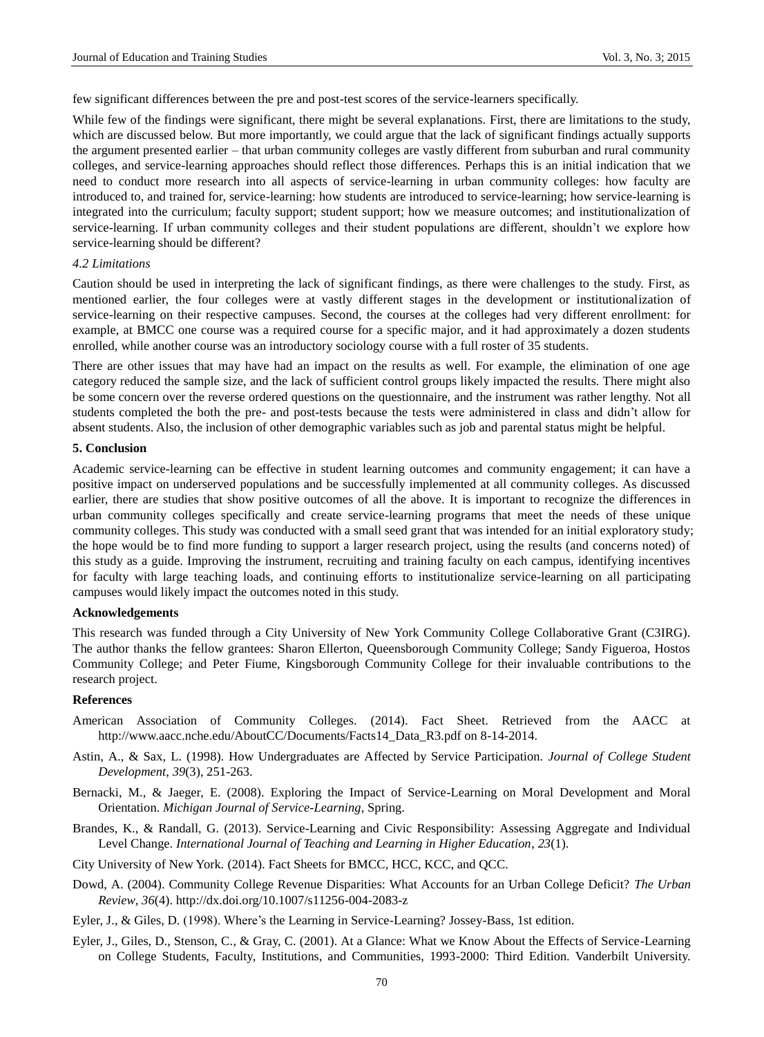few significant differences between the pre and post-test scores of the service-learners specifically.

While few of the findings were significant, there might be several explanations. First, there are limitations to the study, which are discussed below. But more importantly, we could argue that the lack of significant findings actually supports the argument presented earlier – that urban community colleges are vastly different from suburban and rural community colleges, and service-learning approaches should reflect those differences. Perhaps this is an initial indication that we need to conduct more research into all aspects of service-learning in urban community colleges: how faculty are introduced to, and trained for, service-learning: how students are introduced to service-learning; how service-learning is integrated into the curriculum; faculty support; student support; how we measure outcomes; and institutionalization of service-learning. If urban community colleges and their student populations are different, shouldn't we explore how service-learning should be different?

### *4.2 Limitations*

Caution should be used in interpreting the lack of significant findings, as there were challenges to the study. First, as mentioned earlier, the four colleges were at vastly different stages in the development or institutionalization of service-learning on their respective campuses. Second, the courses at the colleges had very different enrollment: for example, at BMCC one course was a required course for a specific major, and it had approximately a dozen students enrolled, while another course was an introductory sociology course with a full roster of 35 students.

There are other issues that may have had an impact on the results as well. For example, the elimination of one age category reduced the sample size, and the lack of sufficient control groups likely impacted the results. There might also be some concern over the reverse ordered questions on the questionnaire, and the instrument was rather lengthy. Not all students completed the both the pre- and post-tests because the tests were administered in class and didn't allow for absent students. Also, the inclusion of other demographic variables such as job and parental status might be helpful.

## 5. Conclusion

Academic service-learning can be effective in student learning outcomes and community engagement; it can have a positive impact on underserved populations and be successfully implemented at all community colleges. As discussed earlier, there are studies that show positive outcomes of all the above. It is important to recognize the differences in urban community colleges specifically and create service-learning programs that meet the needs of these unique community colleges. This study was conducted with a small seed grant that was intended for an initial exploratory study; the hope would be to find more funding to support a larger research project, using the results (and concerns noted) of this study as a guide. Improving the instrument, recruiting and training faculty on each campus, identifying incentives for faculty with large teaching loads, and continuing efforts to institutionalize service-learning on all participating campuses would likely impact the outcomes noted in this study.

## Acknowledgements

This research was funded through a City University of New York Community College Collaborative Grant (C3IRG). The author thanks the fellow grantees: Sharon Ellerton, Queensborough Community College; Sandy Figueroa, Hostos Community College; and Peter Fiume, Kingsborough Community College for their invaluable contributions to the research project.

## References

American Association of Community Colleges. (2014). Fact Sheet. Retrieved from the AACC at http://www.aacc.nche.edu/AboutCC/Documents/Facts14_Data_R3.pdf on 8-14-2014.

Astin, A., & Sax, L. (1998). How Undergraduates are Affected by Service Participation. *Journal of College Student Development*, *39*(3), 251-263.

Bernacki, M., & Jaeger, E. (2008). Exploring the Impact of Service-Learning on Moral Development and Moral Orientation. *Michigan Journal of Service-Learning*, Spring.

Brandes, K., & Randall, G. (2013). Service-Learning and Civic Responsibility: Assessing Aggregate and Individual Level Change. *International Journal of Teaching and Learning in Higher Education*, *23*(1).

City University of New York. (2014). Fact Sheets for BMCC, HCC, KCC, and QCC.

Dowd, A. (2004). Community College Revenue Disparities: What Accounts for an Urban College Deficit? *The Urban Review*, *36*(4). http://dx.doi.org/10.1007/s11256-004-2083-z

Eyler, J., & Giles, D. (1998). Where's the Learning in Service-Learning? Jossey-Bass, 1st edition.

Eyler, J., Giles, D., Stenson, C., & Gray, C. (2001). At a Glance: What we Know About the Effects of Service-Learning on College Students, Faculty, Institutions, and Communities, 1993-2000: Third Edition. Vanderbilt University.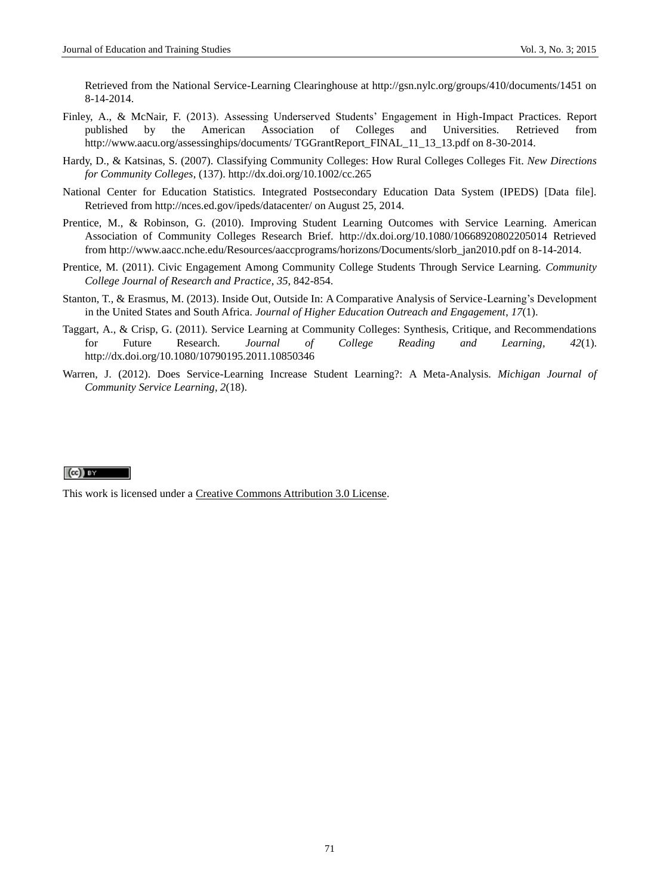Retrieved from the National Service-Learning Clearinghouse at http://gsn.nylc.org/groups/410/documents/1451 on 8-14-2014.

Finley, A., & McNair, F. (2013). Assessing Underserved Students' Engagement in High-Impact Practices. Report published by the American Association of Colleges and Universities. Retrieved from http://www.aacu.org/assessinghips/documents/ TGGrantReport_FINAL_11_13_13.pdf on 8-30-2014.

Hardy, D., & Katsinas, S. (2007). Classifying Community Colleges: How Rural Colleges Colleges Fit. *New Directions for Community Colleges*, (137). http://dx.doi.org/10.1002/cc.265

National Center for Education Statistics. Integrated Postsecondary Education Data System (IPEDS) [Data file]. Retrieved from http://nces.ed.gov/ipeds/datacenter/ on August 25, 2014.

Prentice, M., & Robinson, G. (2010). Improving Student Learning Outcomes with Service Learning. American Association of Community Colleges Research Brief. http://dx.doi.org/10.1080/10668920802205014 Retrieved from http://www.aacc.nche.edu/Resources/aaccprograms/horizons/Documents/slorb_jan2010.pdf on 8-14-2014.

Prentice, M. (2011). Civic Engagement Among Community College Students Through Service Learning. *Community College Journal of Research and Practice*, *35*, 842-854.

Stanton, T., & Erasmus, M. (2013). Inside Out, Outside In: A Comparative Analysis of Service-Learning's Development in the United States and South Africa. *Journal of Higher Education Outreach and Engagement*, *17*(1).

Taggart, A., & Crisp, G. (2011). Service Learning at Community Colleges: Synthesis, Critique, and Recommendations for Future Research. *Journal of College Reading and Learning*, *42*(1). http://dx.doi.org/10.1080/10790195.2011.10850346

Warren, J. (2012). Does Service-Learning Increase Student Learning?: A Meta-Analysis. *Michigan Journal of Community Service Learning*, *2*(18).

This work is licensed under a Creative Commons Attribution 3.0 License.